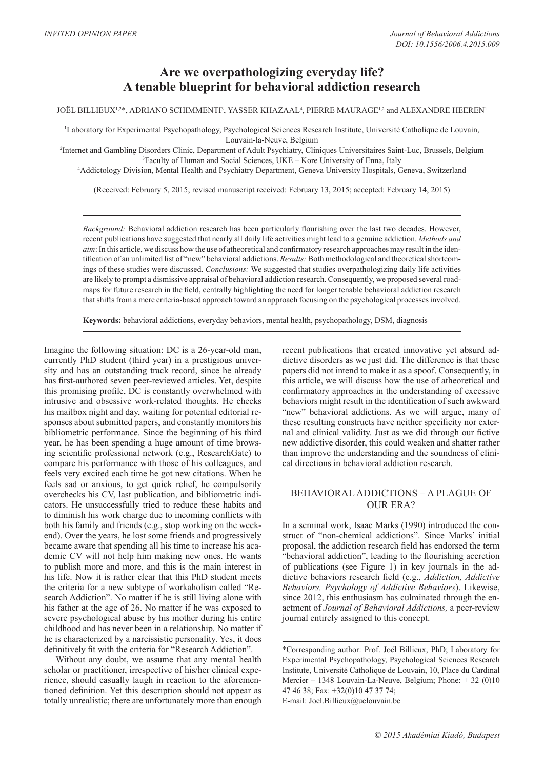INVITED OPINION PAPER

# Are we overpathologizing everyday life? A tenable blueprint for behavioral addiction research

JOËL BILLIEUX[1,2]*, ADRIANO SCHIMMENTI[3], YASSER KHAZAAL[4], PIERRE MAURAGE[1,2] and ALEXANDRE HEEREN[1]

[1]Laboratory for Experimental Psychopathology, Psychological Sciences Research Institute, Université Catholique de Louvain, Louvain-la-Neuve, Belgium
[2]Internet and Gambling Disorders Clinic, Department of Adult Psychiatry, Cliniques Universitaires Saint-Luc, Brussels, Belgium
[3]Faculty of Human and Social Sciences, UKE – Kore University of Enna, Italy
[4]Addictology Division, Mental Health and Psychiatry Department, Geneva University Hospitals, Geneva, Switzerland

(Received: February 5, 2015; revised manuscript received: February 13, 2015; accepted: February 14, 2015)

*Background:* Behavioral addiction research has been particularly flourishing over the last two decades. However, recent publications have suggested that nearly all daily life activities might lead to a genuine addiction. *Methods and aim*: In this article, we discuss how the use of atheoretical and confirmatory research approaches may result in the identification of an unlimited list of "new" behavioral addictions. *Results:* Both methodological and theoretical shortcomings of these studies were discussed. *Conclusions:* We suggested that studies overpathologizing daily life activities are likely to prompt a dismissive appraisal of behavioral addiction research. Consequently, we proposed several roadmaps for future research in the field, centrally highlighting the need for longer tenable behavioral addiction research that shifts from a mere criteria-based approach toward an approach focusing on the psychological processes involved.

**Keywords:** behavioral addictions, everyday behaviors, mental health, psychopathology, DSM, diagnosis

Imagine the following situation: DC is a 26-year-old man, currently PhD student (third year) in a prestigious university and has an outstanding track record, since he already has first-authored seven peer-reviewed articles. Yet, despite this promising profile, DC is constantly overwhelmed with intrusive and obsessive work-related thoughts. He checks his mailbox night and day, waiting for potential editorial responses about submitted papers, and constantly monitors his bibliometric performance. Since the beginning of his third year, he has been spending a huge amount of time browsing scientific professional network (e.g., ResearchGate) to compare his performance with those of his colleagues, and feels very excited each time he got new citations. When he feels sad or anxious, to get quick relief, he compulsorily overchecks his CV, last publication, and bibliometric indicators. He unsuccessfully tried to reduce these habits and to diminish his work charge due to incoming conflicts with both his family and friends (e.g., stop working on the weekend). Over the years, he lost some friends and progressively became aware that spending all his time to increase his academic CV will not help him making new ones. He wants to publish more and more, and this is the main interest in his life. Now it is rather clear that this PhD student meets the criteria for a new subtype of workaholism called "Research Addiction". No matter if he is still living alone with his father at the age of 26. No matter if he was exposed to severe psychological abuse by his mother during his entire childhood and has never been in a relationship. No matter if he is characterized by a narcissistic personality. Yes, it does definitively fit with the criteria for "Research Addiction".

Without any doubt, we assume that any mental health scholar or practitioner, irrespective of his/her clinical experience, should casually laugh in reaction to the aforementioned definition. Yet this description should not appear as totally unrealistic; there are unfortunately more than enough recent publications that created innovative yet absurd addictive disorders as we just did. The difference is that these papers did not intend to make it as a spoof. Consequently, in this article, we will discuss how the use of atheoretical and confirmatory approaches in the understanding of excessive behaviors might result in the identification of such awkward "new" behavioral addictions. As we will argue, many of these resulting constructs have neither specificity nor external and clinical validity. Just as we did through our fictive new addictive disorder, this could weaken and shatter rather than improve the understanding and the soundness of clinical directions in behavioral addiction research.

## BEHAVIORAL ADDICTIONS – A PLAGUE OF OUR ERA?

In a seminal work, Isaac Marks (1990) introduced the construct of "non-chemical addictions". Since Marks' initial proposal, the addiction research field has endorsed the term "behavioral addiction", leading to the flourishing accretion of publications (see Figure 1) in key journals in the addictive behaviors research field (e.g., *Addiction, Addictive Behaviors, Psychology of Addictive Behaviors*). Likewise, since 2012, this enthusiasm has culminated through the enactment of *Journal of Behavioral Addictions,* a peer-review journal entirely assigned to this concept.

*Corresponding author: Prof. Joël Billieux, PhD; Laboratory for Experimental Psychopathology, Psychological Sciences Research Institute, Université Catholique de Louvain, 10, Place du Cardinal Mercier – 1348 Louvain-La-Neuve, Belgium; Phone: + 32 (0)10 47 46 38; Fax: +32(0)10 47 37 74;
E-mail: Joel.Billieux@uclouvain.be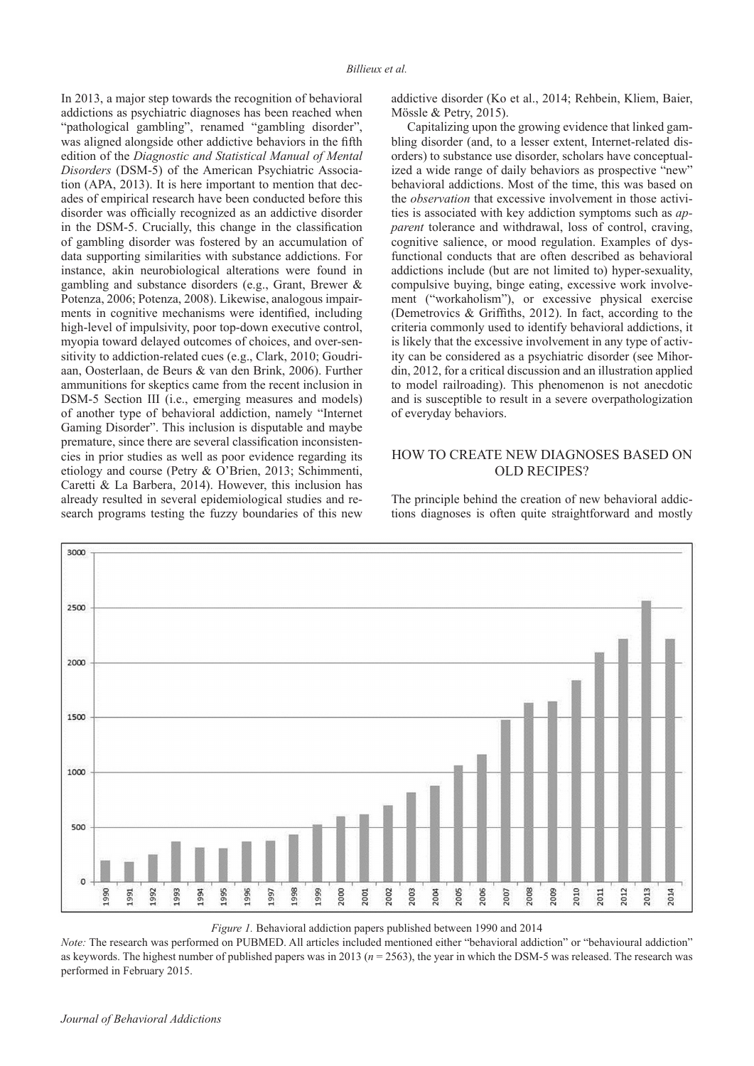In 2013, a major step towards the recognition of behavioral addictions as psychiatric diagnoses has been reached when "pathological gambling", renamed "gambling disorder", was aligned alongside other addictive behaviors in the fifth edition of the *Diagnostic and Statistical Manual of Mental Disorders* (DSM-5) of the American Psychiatric Association (APA, 2013). It is here important to mention that decades of empirical research have been conducted before this disorder was officially recognized as an addictive disorder in the DSM-5. Crucially, this change in the classification of gambling disorder was fostered by an accumulation of data supporting similarities with substance addictions. For instance, akin neurobiological alterations were found in gambling and substance disorders (e.g., Grant, Brewer & Potenza, 2006; Potenza, 2008). Likewise, analogous impairments in cognitive mechanisms were identified, including high-level of impulsivity, poor top-down executive control, myopia toward delayed outcomes of choices, and over-sensitivity to addiction-related cues (e.g., Clark, 2010; Goudriaan, Oosterlaan, de Beurs & van den Brink, 2006). Further ammunitions for skeptics came from the recent inclusion in DSM-5 Section III (i.e., emerging measures and models) of another type of behavioral addiction, namely "Internet Gaming Disorder". This inclusion is disputable and maybe premature, since there are several classification inconsistencies in prior studies as well as poor evidence regarding its etiology and course (Petry & O'Brien, 2013; Schimmenti, Caretti & La Barbera, 2014). However, this inclusion has already resulted in several epidemiological studies and research programs testing the fuzzy boundaries of this new addictive disorder (Ko et al., 2014; Rehbein, Kliem, Baier, Mössle & Petry, 2015).

Capitalizing upon the growing evidence that linked gambling disorder (and, to a lesser extent, Internet-related disorders) to substance use disorder, scholars have conceptualized a wide range of daily behaviors as prospective "new" behavioral addictions. Most of the time, this was based on the *observation* that excessive involvement in those activities is associated with key addiction symptoms such as *apparent* tolerance and withdrawal, loss of control, craving, cognitive salience, or mood regulation. Examples of dysfunctional conducts that are often described as behavioral addictions include (but are not limited to) hyper-sexuality, compulsive buying, binge eating, excessive work involvement ("workaholism"), or excessive physical exercise (Demetrovics & Griffiths, 2012). In fact, according to the criteria commonly used to identify behavioral addictions, it is likely that the excessive involvement in any type of activity can be considered as a psychiatric disorder (see Mihordin, 2012, for a critical discussion and an illustration applied to model railroading). This phenomenon is not anecdotic and is susceptible to result in a severe overpathologization of everyday behaviors.

## HOW TO CREATE NEW DIAGNOSES BASED ON OLD RECIPES?

The principle behind the creation of new behavioral addictions diagnoses is often quite straightforward and mostly

*Figure 1.* Behavioral addiction papers published between 1990 and 2014

*Note:* The research was performed on PUBMED. All articles included mentioned either "behavioral addiction" or "behavioural addiction" as keywords. The highest number of published papers was in 2013 ($n$ = 2563), the year in which the DSM-5 was released. The research was performed in February 2015.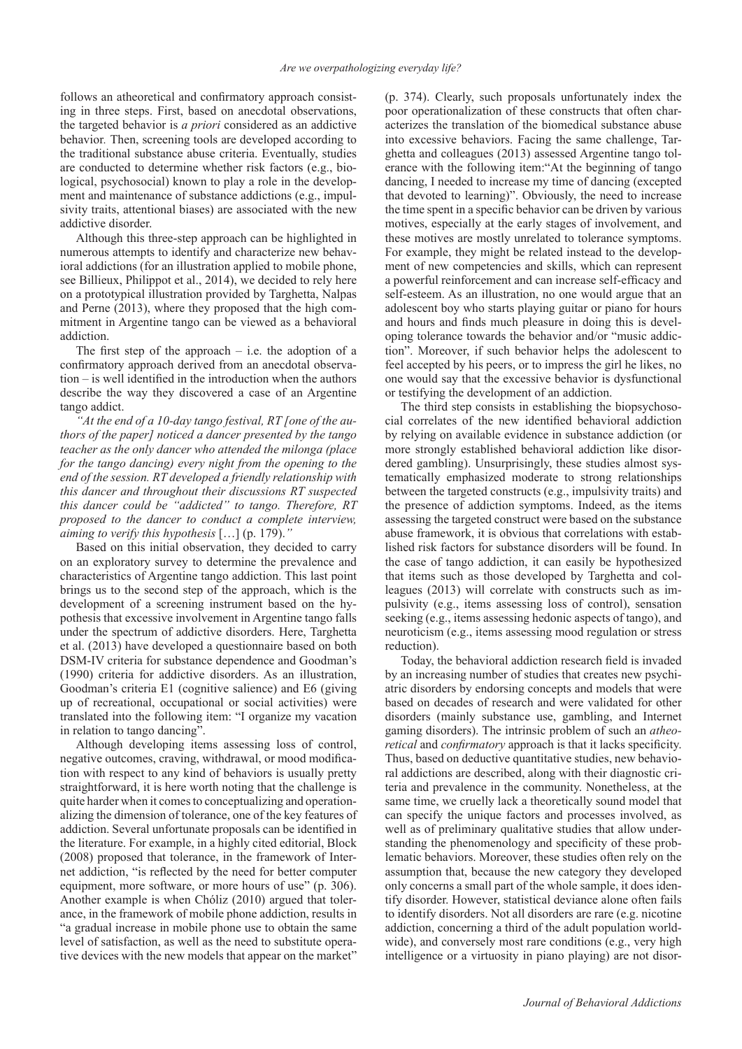follows an atheoretical and confirmatory approach consisting in three steps. First, based on anecdotal observations, the targeted behavior is *a priori* considered as an addictive behavior. Then, screening tools are developed according to the traditional substance abuse criteria. Eventually, studies are conducted to determine whether risk factors (e.g., biological, psychosocial) known to play a role in the development and maintenance of substance addictions (e.g., impulsivity traits, attentional biases) are associated with the new addictive disorder.

Although this three-step approach can be highlighted in numerous attempts to identify and characterize new behavioral addictions (for an illustration applied to mobile phone, see Billieux, Philippot et al., 2014), we decided to rely here on a prototypical illustration provided by Targhetta, Nalpas and Perne (2013), where they proposed that the high commitment in Argentine tango can be viewed as a behavioral addiction.

The first step of the approach – i.e. the adoption of a confirmatory approach derived from an anecdotal observation – is well identified in the introduction when the authors describe the way they discovered a case of an Argentine tango addict.

*"At the end of a 10-day tango festival, RT [one of the authors of the paper] noticed a dancer presented by the tango teacher as the only dancer who attended the milonga (place for the tango dancing) every night from the opening to the end of the session. RT developed a friendly relationship with this dancer and throughout their discussions RT suspected this dancer could be "addicted" to tango. Therefore, RT proposed to the dancer to conduct a complete interview, aiming to verify this hypothesis* […] (p. 179)."

Based on this initial observation, they decided to carry on an exploratory survey to determine the prevalence and characteristics of Argentine tango addiction. This last point brings us to the second step of the approach, which is the development of a screening instrument based on the hypothesis that excessive involvement in Argentine tango falls under the spectrum of addictive disorders. Here, Targhetta et al. (2013) have developed a questionnaire based on both DSM-IV criteria for substance dependence and Goodman's (1990) criteria for addictive disorders. As an illustration, Goodman's criteria E1 (cognitive salience) and E6 (giving up of recreational, occupational or social activities) were translated into the following item: "I organize my vacation in relation to tango dancing".

Although developing items assessing loss of control, negative outcomes, craving, withdrawal, or mood modification with respect to any kind of behaviors is usually pretty straightforward, it is here worth noting that the challenge is quite harder when it comes to conceptualizing and operationalizing the dimension of tolerance, one of the key features of addiction. Several unfortunate proposals can be identified in the literature. For example, in a highly cited editorial, Block (2008) proposed that tolerance, in the framework of Internet addiction, "is reflected by the need for better computer equipment, more software, or more hours of use" (p. 306). Another example is when Chóliz (2010) argued that tolerance, in the framework of mobile phone addiction, results in "a gradual increase in mobile phone use to obtain the same level of satisfaction, as well as the need to substitute operative devices with the new models that appear on the market" (p. 374). Clearly, such proposals unfortunately index the poor operationalization of these constructs that often characterizes the translation of the biomedical substance abuse into excessive behaviors. Facing the same challenge, Targhetta and colleagues (2013) assessed Argentine tango tolerance with the following item:"At the beginning of tango dancing, I needed to increase my time of dancing (excepted that devoted to learning)". Obviously, the need to increase the time spent in a specific behavior can be driven by various motives, especially at the early stages of involvement, and these motives are mostly unrelated to tolerance symptoms. For example, they might be related instead to the development of new competencies and skills, which can represent a powerful reinforcement and can increase self-efficacy and self-esteem. As an illustration, no one would argue that an adolescent boy who starts playing guitar or piano for hours and hours and finds much pleasure in doing this is developing tolerance towards the behavior and/or "music addiction". Moreover, if such behavior helps the adolescent to feel accepted by his peers, or to impress the girl he likes, no one would say that the excessive behavior is dysfunctional or testifying the development of an addiction.

The third step consists in establishing the biopsychosocial correlates of the new identified behavioral addiction by relying on available evidence in substance addiction (or more strongly established behavioral addiction like disordered gambling). Unsurprisingly, these studies almost systematically emphasized moderate to strong relationships between the targeted constructs (e.g., impulsivity traits) and the presence of addiction symptoms. Indeed, as the items assessing the targeted construct were based on the substance abuse framework, it is obvious that correlations with established risk factors for substance disorders will be found. In the case of tango addiction, it can easily be hypothesized that items such as those developed by Targhetta and colleagues (2013) will correlate with constructs such as impulsivity (e.g., items assessing loss of control), sensation seeking (e.g., items assessing hedonic aspects of tango), and neuroticism (e.g., items assessing mood regulation or stress reduction).

Today, the behavioral addiction research field is invaded by an increasing number of studies that creates new psychiatric disorders by endorsing concepts and models that were based on decades of research and were validated for other disorders (mainly substance use, gambling, and Internet gaming disorders). The intrinsic problem of such an *atheoretical* and *confirmatory* approach is that it lacks specificity. Thus, based on deductive quantitative studies, new behavioral addictions are described, along with their diagnostic criteria and prevalence in the community. Nonetheless, at the same time, we cruelly lack a theoretically sound model that can specify the unique factors and processes involved, as well as of preliminary qualitative studies that allow understanding the phenomenology and specificity of these problematic behaviors. Moreover, these studies often rely on the assumption that, because the new category they developed only concerns a small part of the whole sample, it does identify disorder. However, statistical deviance alone often fails to identify disorders. Not all disorders are rare (e.g. nicotine addiction, concerning a third of the adult population worldwide), and conversely most rare conditions (e.g., very high intelligence or a virtuosity in piano playing) are not disor-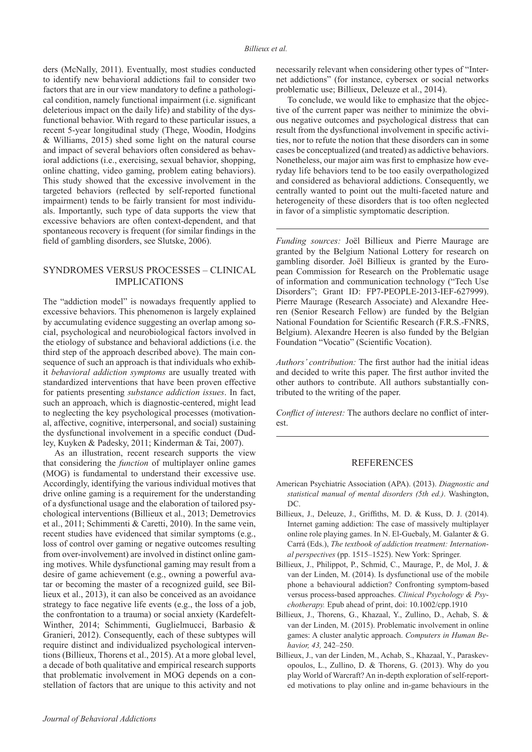ders (McNally, 2011). Eventually, most studies conducted to identify new behavioral addictions fail to consider two factors that are in our view mandatory to define a pathological condition, namely functional impairment (i.e. significant deleterious impact on the daily life) and stability of the dysfunctional behavior. With regard to these particular issues, a recent 5-year longitudinal study (Thege, Woodin, Hodgins & Williams, 2015) shed some light on the natural course and impact of several behaviors often considered as behavioral addictions (i.e., exercising, sexual behavior, shopping, online chatting, video gaming, problem eating behaviors). This study showed that the excessive involvement in the targeted behaviors (reflected by self-reported functional impairment) tends to be fairly transient for most individuals. Importantly, such type of data supports the view that excessive behaviors are often context-dependent, and that spontaneous recovery is frequent (for similar findings in the field of gambling disorders, see Slutske, 2006).

## SYNDROMES VERSUS PROCESSES – CLINICAL IMPLICATIONS

The "addiction model" is nowadays frequently applied to excessive behaviors. This phenomenon is largely explained by accumulating evidence suggesting an overlap among social, psychological and neurobiological factors involved in the etiology of substance and behavioral addictions (i.e. the third step of the approach described above). The main consequence of such an approach is that individuals who exhibit *behavioral addiction symptoms* are usually treated with standardized interventions that have been proven effective for patients presenting *substance addiction issues*. In fact, such an approach, which is diagnostic-centered, might lead to neglecting the key psychological processes (motivational, affective, cognitive, interpersonal, and social) sustaining the dysfunctional involvement in a specific conduct (Dudley, Kuyken & Padesky, 2011; Kinderman & Tai, 2007).

As an illustration, recent research supports the view that considering the *function* of multiplayer online games (MOG) is fundamental to understand their excessive use. Accordingly, identifying the various individual motives that drive online gaming is a requirement for the understanding of a dysfunctional usage and the elaboration of tailored psychological interventions (Billieux et al., 2013; Demetrovics et al., 2011; Schimmenti & Caretti, 2010). In the same vein, recent studies have evidenced that similar symptoms (e.g., loss of control over gaming or negative outcomes resulting from over-involvement) are involved in distinct online gaming motives. While dysfunctional gaming may result from a desire of game achievement (e.g., owning a powerful avatar or becoming the master of a recognized guild, see Billieux et al., 2013), it can also be conceived as an avoidance strategy to face negative life events (e.g., the loss of a job, the confrontation to a trauma) or social anxiety (Kardefelt-Winther, 2014; Schimmenti, Guglielmucci, Barbasio & Granieri, 2012). Consequently, each of these subtypes will require distinct and individualized psychological interventions (Billieux, Thorens et al., 2015). At a more global level, a decade of both qualitative and empirical research supports that problematic involvement in MOG depends on a constellation of factors that are unique to this activity and not necessarily relevant when considering other types of "Internet addictions" (for instance, cybersex or social networks problematic use; Billieux, Deleuze et al., 2014).

To conclude, we would like to emphasize that the objective of the current paper was neither to minimize the obvious negative outcomes and psychological distress that can result from the dysfunctional involvement in specific activities, nor to refute the notion that these disorders can in some cases be conceptualized (and treated) as addictive behaviors. Nonetheless, our major aim was first to emphasize how everyday life behaviors tend to be too easily overpathologized and considered as behavioral addictions. Consequently, we centrally wanted to point out the multi-faceted nature and heterogeneity of these disorders that is too often neglected in favor of a simplistic symptomatic description.

---

*Funding sources:* Joël Billieux and Pierre Maurage are granted by the Belgium National Lottery for research on gambling disorder. Joël Billieux is granted by the European Commission for Research on the Problematic usage of information and communication technology ("Tech Use Disorders"; Grant ID: FP7-PEOPLE-2013-IEF-627999). Pierre Maurage (Research Associate) and Alexandre Heeren (Senior Research Fellow) are funded by the Belgian National Foundation for Scientific Research (F.R.S.-FNRS, Belgium). Alexandre Heeren is also funded by the Belgian Foundation "Vocatio" (Scientific Vocation).

*Authors' contribution:* The first author had the initial ideas and decided to write this paper. The first author invited the other authors to contribute. All authors substantially contributed to the writing of the paper.

*Conflict of interest:* The authors declare no conflict of interest.

---

## REFERENCES

American Psychiatric Association (APA). (2013). *Diagnostic and statistical manual of mental disorders (5th ed.)*. Washington, DC.

Billieux, J., Deleuze, J., Griffiths, M. D. & Kuss, D. J. (2014). Internet gaming addiction: The case of massively multiplayer online role playing games. In N. El-Guebaly, M. Galanter & G. Carrá (Eds.), *The textbook of addiction treatment: International perspectives* (pp. 1515–1525). New York: Springer.

Billieux, J., Philippot, P., Schmid, C., Maurage, P., de Mol, J. & van der Linden, M. (2014). Is dysfunctional use of the mobile phone a behavioural addiction? Confronting symptom-based versus process-based approaches. *Clinical Psychology & Psychotherapy.* Epub ahead of print, doi: 10.1002/cpp.1910

Billieux, J., Thorens, G., Khazaal, Y., Zullino, D., Achab, S. & van der Linden, M. (2015). Problematic involvement in online games: A cluster analytic approach. *Computers in Human Behavior, 43,* 242–250.

Billieux, J., van der Linden, M., Achab, S., Khazaal, Y., Paraskevopoulos, L., Zullino, D. & Thorens, G. (2013). Why do you play World of Warcraft? An in-depth exploration of self-reported motivations to play online and in-game behaviours in the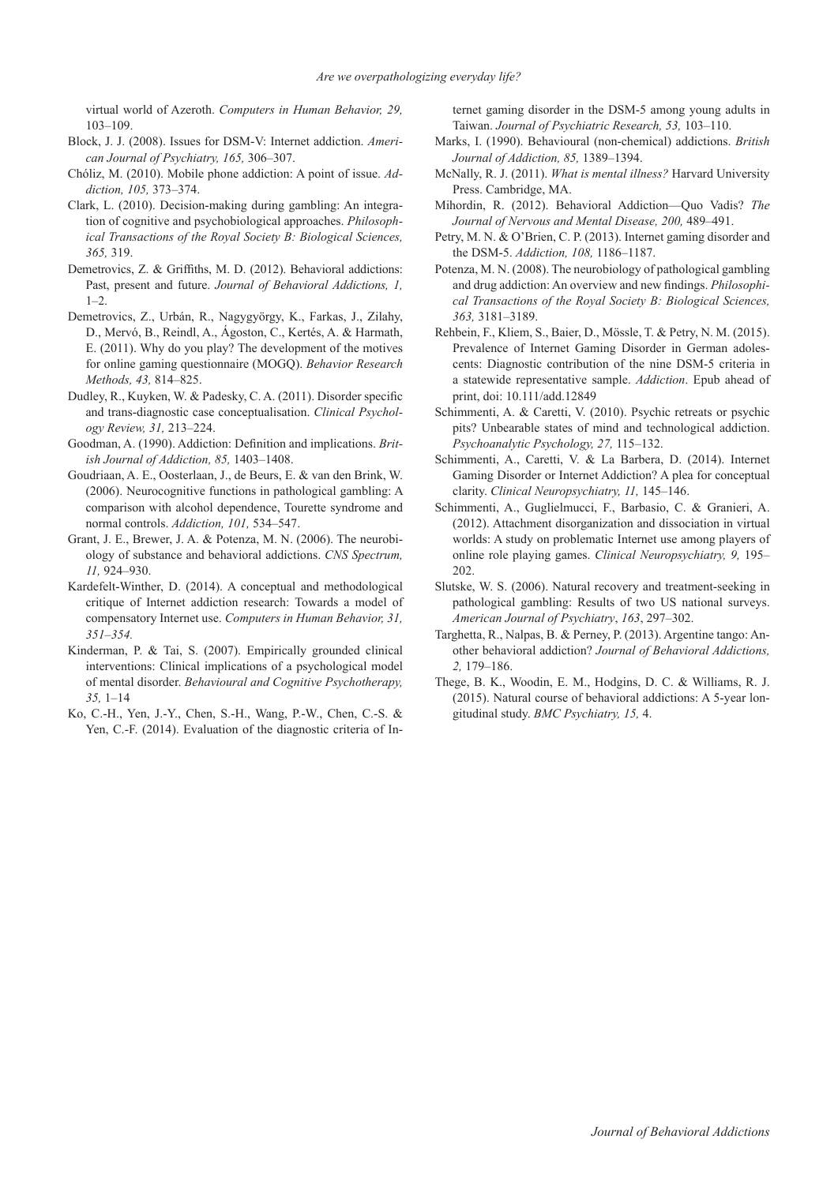virtual world of Azeroth. *Computers in Human Behavior, 29,* 103–109.

Block, J. J. (2008). Issues for DSM-V: Internet addiction. *American Journal of Psychiatry, 165,* 306–307.

Chóliz, M. (2010). Mobile phone addiction: A point of issue. *Addiction, 105,* 373–374.

Clark, L. (2010). Decision-making during gambling: An integration of cognitive and psychobiological approaches. *Philosophical Transactions of the Royal Society B: Biological Sciences, 365,* 319.

Demetrovics, Z. & Griffiths, M. D. (2012). Behavioral addictions: Past, present and future. *Journal of Behavioral Addictions, 1,* 1–2.

Demetrovics, Z., Urbán, R., Nagygyörgy, K., Farkas, J., Zilahy, D., Mervó, B., Reindl, A., Ágoston, C., Kertés, A. & Harmath, E. (2011). Why do you play? The development of the motives for online gaming questionnaire (MOGQ). *Behavior Research Methods, 43,* 814–825.

Dudley, R., Kuyken, W. & Padesky, C. A. (2011). Disorder specific and trans-diagnostic case conceptualisation. *Clinical Psychology Review, 31,* 213–224.

Goodman, A. (1990). Addiction: Definition and implications. *British Journal of Addiction, 85,* 1403–1408.

Goudriaan, A. E., Oosterlaan, J., de Beurs, E. & van den Brink, W. (2006). Neurocognitive functions in pathological gambling: A comparison with alcohol dependence, Tourette syndrome and normal controls. *Addiction, 101,* 534–547.

Grant, J. E., Brewer, J. A. & Potenza, M. N. (2006). The neurobiology of substance and behavioral addictions. *CNS Spectrum, 11,* 924–930.

Kardefelt-Winther, D. (2014). A conceptual and methodological critique of Internet addiction research: Towards a model of compensatory Internet use. *Computers in Human Behavior, 31, 351–354.*

Kinderman, P. & Tai, S. (2007). Empirically grounded clinical interventions: Clinical implications of a psychological model of mental disorder. *Behavioural and Cognitive Psychotherapy, 35,* 1–14

Ko, C.-H., Yen, J.-Y., Chen, S.-H., Wang, P.-W., Chen, C.-S. & Yen, C.-F. (2014). Evaluation of the diagnostic criteria of Internet gaming disorder in the DSM-5 among young adults in Taiwan. *Journal of Psychiatric Research, 53,* 103–110.

Marks, I. (1990). Behavioural (non-chemical) addictions. *British Journal of Addiction, 85,* 1389–1394.

McNally, R. J. (2011). *What is mental illness?* Harvard University Press. Cambridge, MA.

Mihordin, R. (2012). Behavioral Addiction—Quo Vadis? *The Journal of Nervous and Mental Disease, 200,* 489–491.

Petry, M. N. & O'Brien, C. P. (2013). Internet gaming disorder and the DSM-5. *Addiction, 108,* 1186–1187.

Potenza, M. N. (2008). The neurobiology of pathological gambling and drug addiction: An overview and new findings. *Philosophical Transactions of the Royal Society B: Biological Sciences, 363,* 3181–3189.

Rehbein, F., Kliem, S., Baier, D., Mössle, T. & Petry, N. M. (2015). Prevalence of Internet Gaming Disorder in German adolescents: Diagnostic contribution of the nine DSM-5 criteria in a statewide representative sample. *Addiction*. Epub ahead of print, doi: 10.111/add.12849

Schimmenti, A. & Caretti, V. (2010). Psychic retreats or psychic pits? Unbearable states of mind and technological addiction. *Psychoanalytic Psychology, 27,* 115–132.

Schimmenti, A., Caretti, V. & La Barbera, D. (2014). Internet Gaming Disorder or Internet Addiction? A plea for conceptual clarity. *Clinical Neuropsychiatry, 11,* 145–146.

Schimmenti, A., Guglielmucci, F., Barbasio, C. & Granieri, A. (2012). Attachment disorganization and dissociation in virtual worlds: A study on problematic Internet use among players of online role playing games. *Clinical Neuropsychiatry, 9,* 195–202.

Slutske, W. S. (2006). Natural recovery and treatment-seeking in pathological gambling: Results of two US national surveys. *American Journal of Psychiatry*, *163*, 297–302.

Targhetta, R., Nalpas, B. & Perney, P. (2013). Argentine tango: Another behavioral addiction? *Journal of Behavioral Addictions, 2,* 179–186.

Thege, B. K., Woodin, E. M., Hodgins, D. C. & Williams, R. J. (2015). Natural course of behavioral addictions: A 5-year longitudinal study. *BMC Psychiatry, 15,* 4.